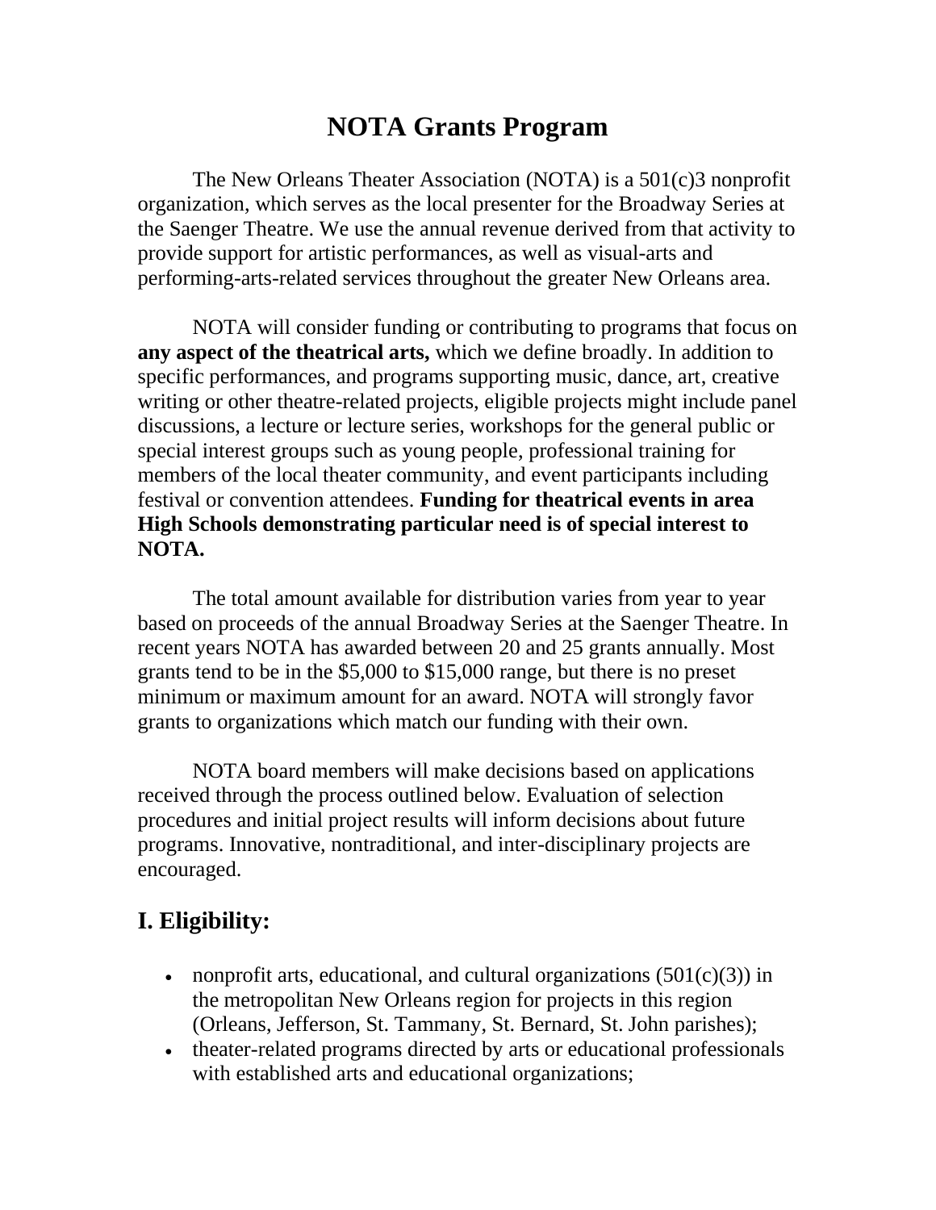# NOTA Grants Program

The New Orleans Theater Association (NOTA) is a 501(c)3 nonprofit organization, which serves as the local presenter for the Broadway Series at the Saenger Theatre. We use the annual revenue derived from that activity to provide support for artistic performances, as well as visual-arts and performing-arts-related services throughout the greater New Orleans area.

NOTA will consider funding or contributing to programs that focus on **any aspect of the theatrical arts,** which we define broadly. In addition to specific performances, and programs supporting music, dance, art, creative writing or other theatre-related projects, eligible projects might include panel discussions, a lecture or lecture series, workshops for the general public or special interest groups such as young people, professional training for members of the local theater community, and event participants including festival or convention attendees. **Funding for theatrical events in area High Schools demonstrating particular need is of special interest to NOTA.**

The total amount available for distribution varies from year to year based on proceeds of the annual Broadway Series at the Saenger Theatre. In recent years NOTA has awarded between 20 and 25 grants annually. Most grants tend to be in the $5,000 to $15,000 range, but there is no preset minimum or maximum amount for an award. NOTA will strongly favor grants to organizations which match our funding with their own.

NOTA board members will make decisions based on applications received through the process outlined below. Evaluation of selection procedures and initial project results will inform decisions about future programs. Innovative, nontraditional, and inter-disciplinary projects are encouraged.

## I. Eligibility:

- nonprofit arts, educational, and cultural organizations (501(c)(3)) in the metropolitan New Orleans region for projects in this region (Orleans, Jefferson, St. Tammany, St. Bernard, St. John parishes);
- theater-related programs directed by arts or educational professionals with established arts and educational organizations;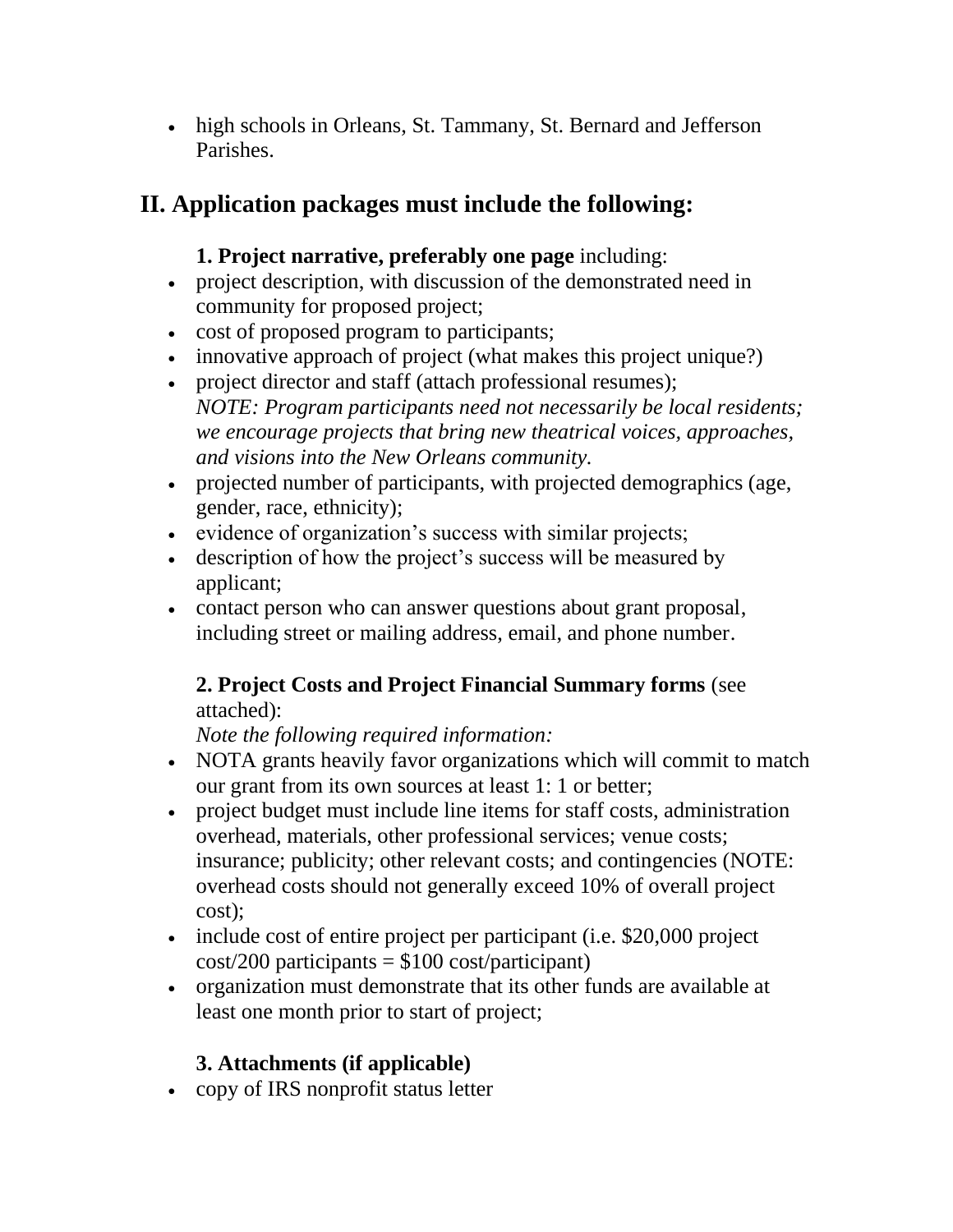- high schools in Orleans, St. Tammany, St. Bernard and Jefferson Parishes.

## II. Application packages must include the following:

**1. Project narrative, preferably one page** including:

- project description, with discussion of the demonstrated need in community for proposed project;
- cost of proposed program to participants;
- innovative approach of project (what makes this project unique?)
- project director and staff (attach professional resumes); *NOTE: Program participants need not necessarily be local residents; we encourage projects that bring new theatrical voices, approaches, and visions into the New Orleans community.*
- projected number of participants, with projected demographics (age, gender, race, ethnicity);
- evidence of organization's success with similar projects;
- description of how the project's success will be measured by applicant;
- contact person who can answer questions about grant proposal, including street or mailing address, email, and phone number.

**2. Project Costs and Project Financial Summary forms** (see attached):

*Note the following required information:*

- NOTA grants heavily favor organizations which will commit to match our grant from its own sources at least 1: 1 or better;
- project budget must include line items for staff costs, administration overhead, materials, other professional services; venue costs; insurance; publicity; other relevant costs; and contingencies (NOTE: overhead costs should not generally exceed 10% of overall project cost);
- include cost of entire project per participant (i.e. $20,000 project cost/200 participants = $100 cost/participant)
- organization must demonstrate that its other funds are available at least one month prior to start of project;

**3. Attachments (if applicable)**

- copy of IRS nonprofit status letter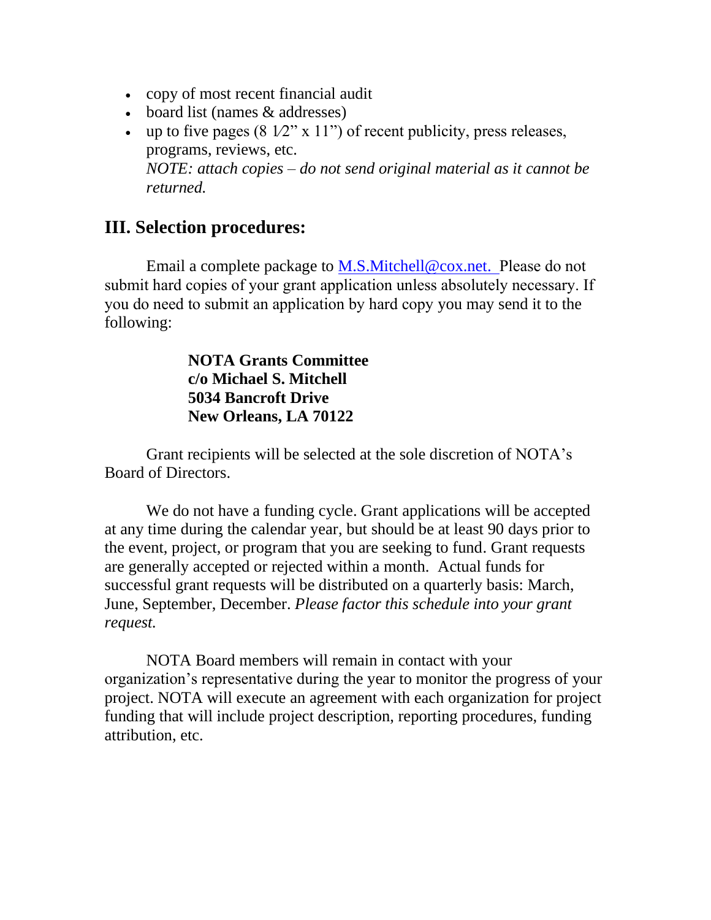- copy of most recent financial audit
- board list (names & addresses)
- up to five pages (8 1⁄2" x 11") of recent publicity, press releases, programs, reviews, etc.
  *NOTE: attach copies – do not send original material as it cannot be returned.*

## III. Selection procedures:

Email a complete package to M.S.Mitchell@cox.net. Please do not submit hard copies of your grant application unless absolutely necessary. If you do need to submit an application by hard copy you may send it to the following:

**NOTA Grants Committee**
**c/o Michael S. Mitchell**
**5034 Bancroft Drive**
**New Orleans, LA 70122**

Grant recipients will be selected at the sole discretion of NOTA's Board of Directors.

We do not have a funding cycle. Grant applications will be accepted at any time during the calendar year, but should be at least 90 days prior to the event, project, or program that you are seeking to fund. Grant requests are generally accepted or rejected within a month. Actual funds for successful grant requests will be distributed on a quarterly basis: March, June, September, December. *Please factor this schedule into your grant request.*

NOTA Board members will remain in contact with your organization's representative during the year to monitor the progress of your project. NOTA will execute an agreement with each organization for project funding that will include project description, reporting procedures, funding attribution, etc.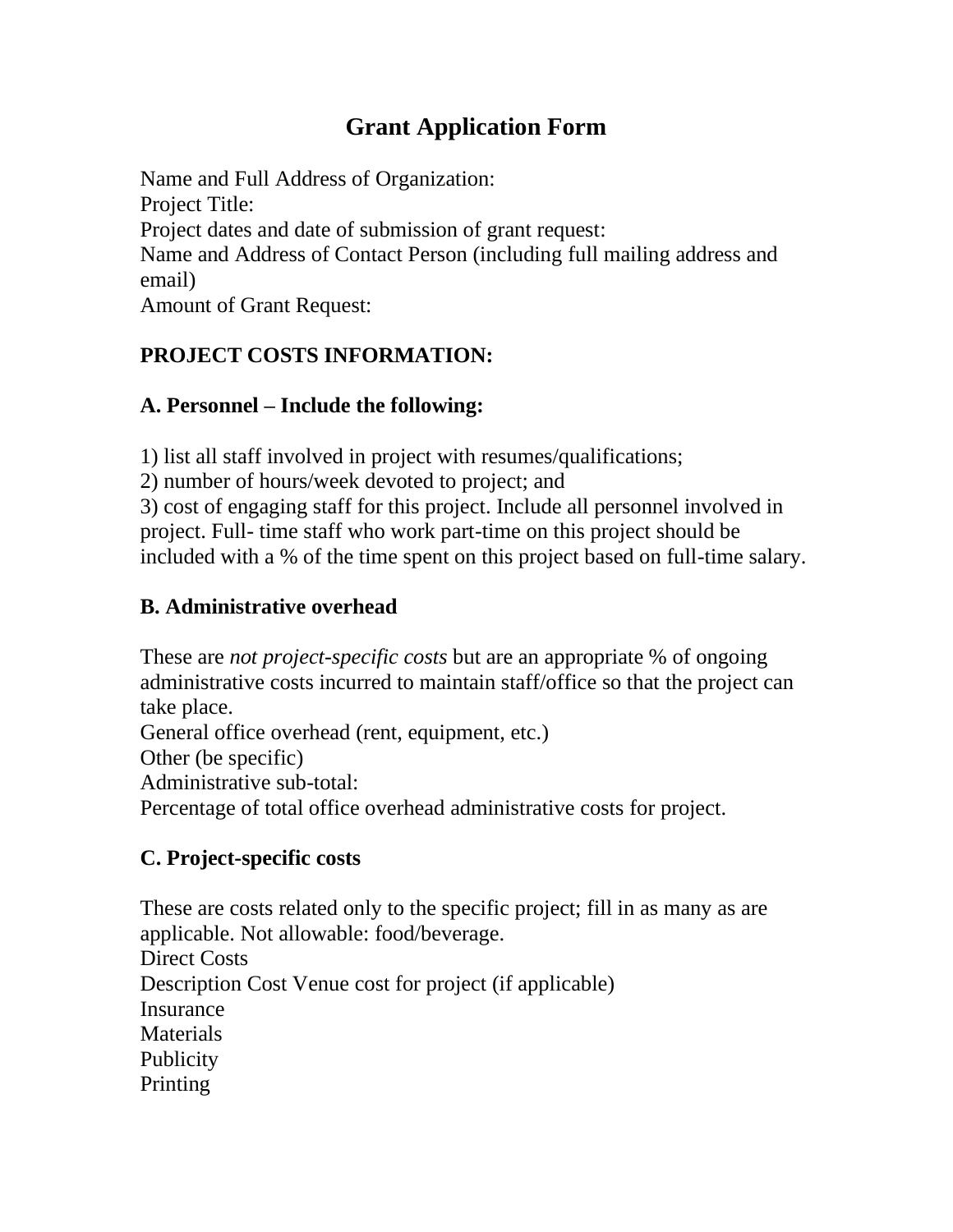# Grant Application Form

Name and Full Address of Organization:
Project Title:
Project dates and date of submission of grant request:
Name and Address of Contact Person (including full mailing address and email)
Amount of Grant Request:

**PROJECT COSTS INFORMATION:**

**A. Personnel – Include the following:**

1) list all staff involved in project with resumes/qualifications;
2) number of hours/week devoted to project; and
3) cost of engaging staff for this project. Include all personnel involved in project. Full- time staff who work part-time on this project should be included with a % of the time spent on this project based on full-time salary.

**B. Administrative overhead**

These are *not project-specific costs* but are an appropriate % of ongoing administrative costs incurred to maintain staff/office so that the project can take place.
General office overhead (rent, equipment, etc.)
Other (be specific)
Administrative sub-total:
Percentage of total office overhead administrative costs for project.

**C. Project-specific costs**

These are costs related only to the specific project; fill in as many as are applicable. Not allowable: food/beverage.
Direct Costs
Description Cost Venue cost for project (if applicable)
Insurance
Materials
Publicity
Printing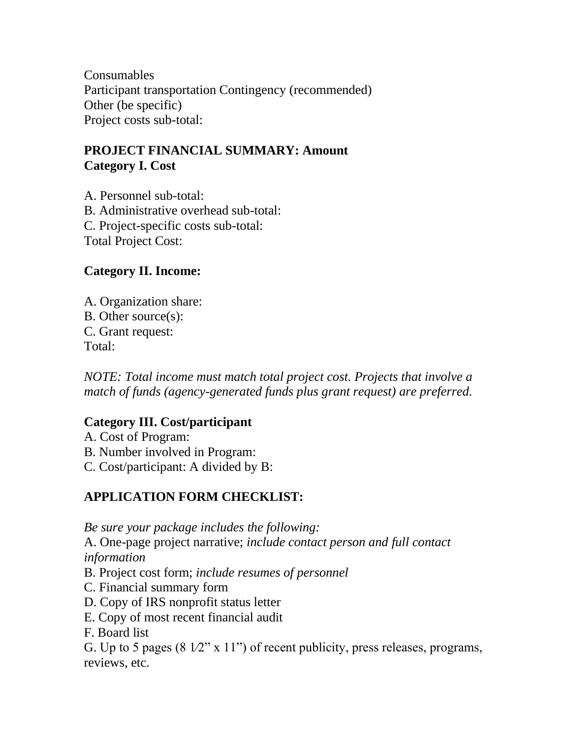Consumables
Participant transportation Contingency (recommended)
Other (be specific)
Project costs sub-total:

**PROJECT FINANCIAL SUMMARY: Amount**
**Category I. Cost**

A. Personnel sub-total:
B. Administrative overhead sub-total:
C. Project-specific costs sub-total:
Total Project Cost:

**Category II. Income:**

A. Organization share:
B. Other source(s):
C. Grant request:
Total:

*NOTE: Total income must match total project cost. Projects that involve a match of funds (agency-generated funds plus grant request) are preferred.*

**Category III. Cost/participant**
A. Cost of Program:
B. Number involved in Program:
C. Cost/participant: A divided by B:

**APPLICATION FORM CHECKLIST:**

*Be sure your package includes the following:*
A. One-page project narrative; *include contact person and full contact information*
B. Project cost form; *include resumes of personnel*
C. Financial summary form
D. Copy of IRS nonprofit status letter
E. Copy of most recent financial audit
F. Board list
G. Up to 5 pages (8 1⁄2" x 11") of recent publicity, press releases, programs, reviews, etc.